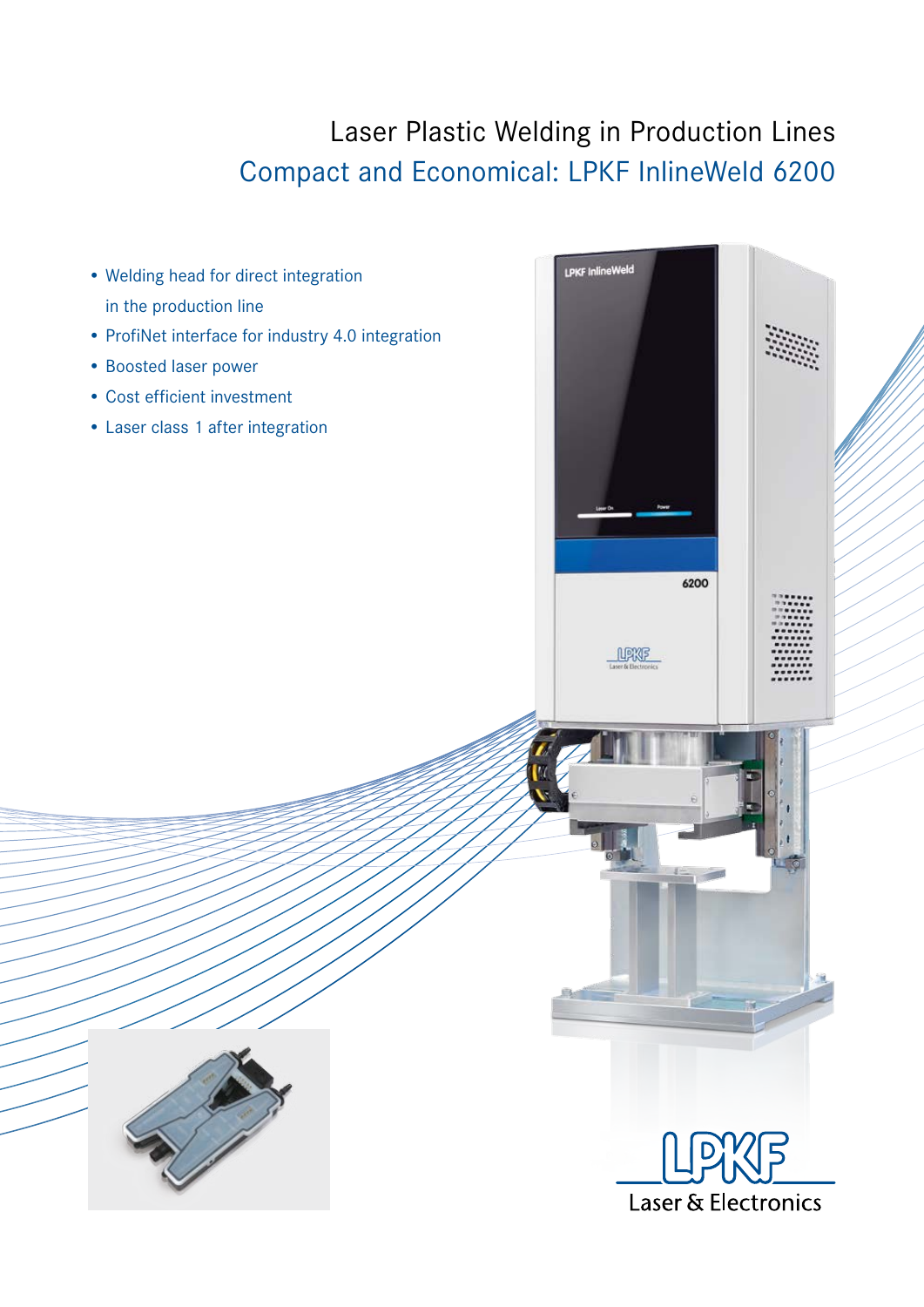# Laser Plastic Welding in Production Lines

## Compact and Economical: LPKF InlineWeld 6200

- Welding head for direct integration in the production line
- ProfiNet interface for industry 4.0 integration
- Boosted laser power
- Cost efficient investment
- Laser class 1 after integration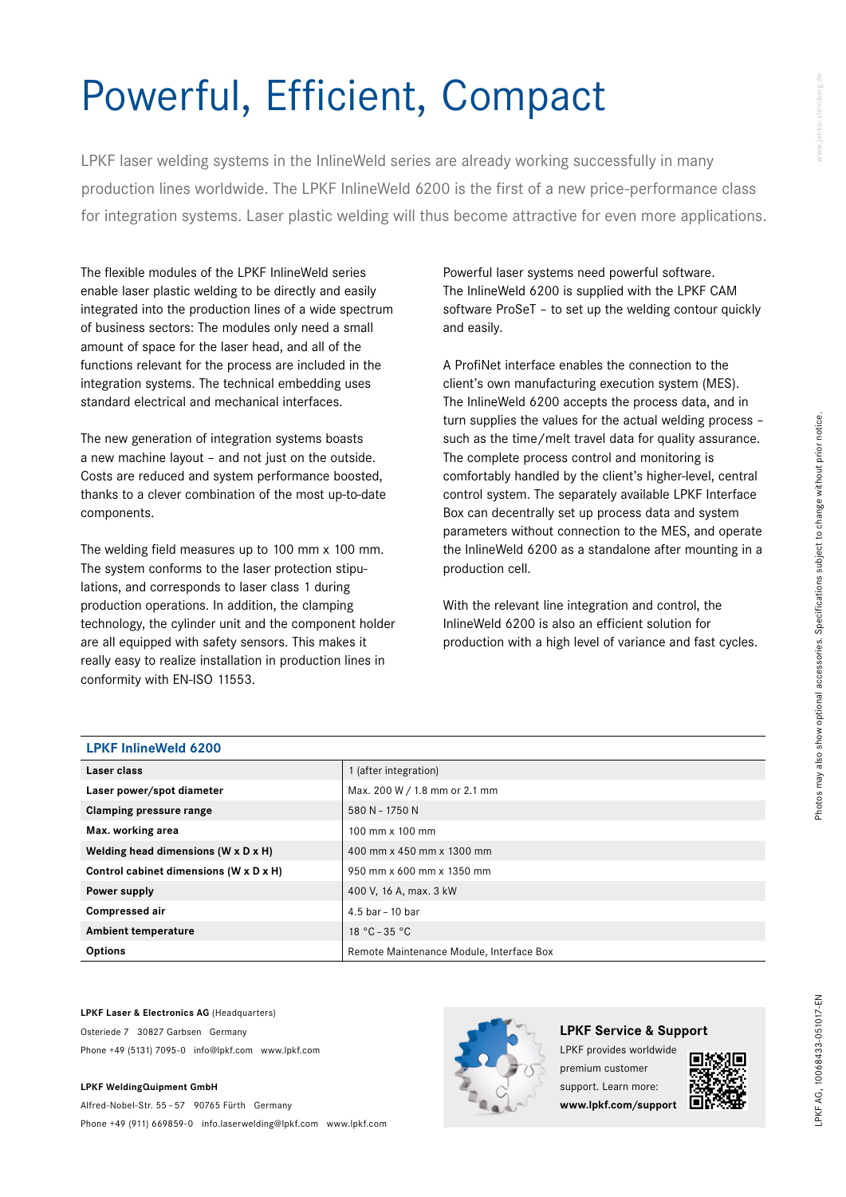# Powerful, Efficient, Compact

LPKF laser welding systems in the InlineWeld series are already working successfully in many production lines worldwide. The LPKF InlineWeld 6200 is the first of a new price-performance class for integration systems. Laser plastic welding will thus become attractive for even more applications.

The flexible modules of the LPKF InlineWeld series enable laser plastic welding to be directly and easily integrated into the production lines of a wide spectrum of business sectors: The modules only need a small amount of space for the laser head, and all of the functions relevant for the process are included in the integration systems. The technical embedding uses standard electrical and mechanical interfaces.

The new generation of integration systems boasts a new machine layout – and not just on the outside. Costs are reduced and system performance boosted, thanks to a clever combination of the most up-to-date components.

The welding field measures up to 100 mm x 100 mm. The system conforms to the laser protection stipulations, and corresponds to laser class 1 during production operations. In addition, the clamping technology, the cylinder unit and the component holder are all equipped with safety sensors. This makes it really easy to realize installation in production lines in conformity with EN-ISO 11553.

Powerful laser systems need powerful software. The InlineWeld 6200 is supplied with the LPKF CAM software ProSeT – to set up the welding contour quickly and easily.

A ProfiNet interface enables the connection to the client's own manufacturing execution system (MES). The InlineWeld 6200 accepts the process data, and in turn supplies the values for the actual welding process – such as the time/melt travel data for quality assurance. The complete process control and monitoring is comfortably handled by the client's higher-level, central control system. The separately available LPKF Interface Box can decentrally set up process data and system parameters without connection to the MES, and operate the InlineWeld 6200 as a standalone after mounting in a production cell.

With the relevant line integration and control, the InlineWeld 6200 is also an efficient solution for production with a high level of variance and fast cycles.

**LPKF InlineWeld 6200**

| | |
|---|---|
| **Laser class** | 1 (after integration) |
| **Laser power/spot diameter** | Max. 200 W / 1.8 mm or 2.1 mm |
| **Clamping pressure range** | 580 N – 1750 N |
| **Max. working area** | 100 mm x 100 mm |
| **Welding head dimensions (W x D x H)** | 400 mm x 450 mm x 1300 mm |
| **Control cabinet dimensions (W x D x H)** | 950 mm x 600 mm x 1350 mm |
| **Power supply** | 400 V, 16 A, max. 3 kW |
| **Compressed air** | 4.5 bar – 10 bar |
| **Ambient temperature** | 18 °C – 35 °C |
| **Options** | Remote Maintenance Module, Interface Box |

**LPKF Laser & Electronics AG** (Headquarters)
Osteriede 7 30827 Garbsen Germany
Phone +49 (5131) 7095-0 info@lpkf.com www.lpkf.com

**LPKF WeldingQuipment GmbH**
Alfred-Nobel-Str. 55 – 57 90765 Fürth Germany
Phone +49 (911) 669859-0 info.laserwelding@lpkf.com www.lpkf.com

**LPKF Service & Support**
LPKF provides worldwide premium customer support. Learn more:
**www.lpkf.com/support**

Photos may also show optional accessories. Specifications subject to change without prior notice.

LPKF AG, 10068433-051017-EN